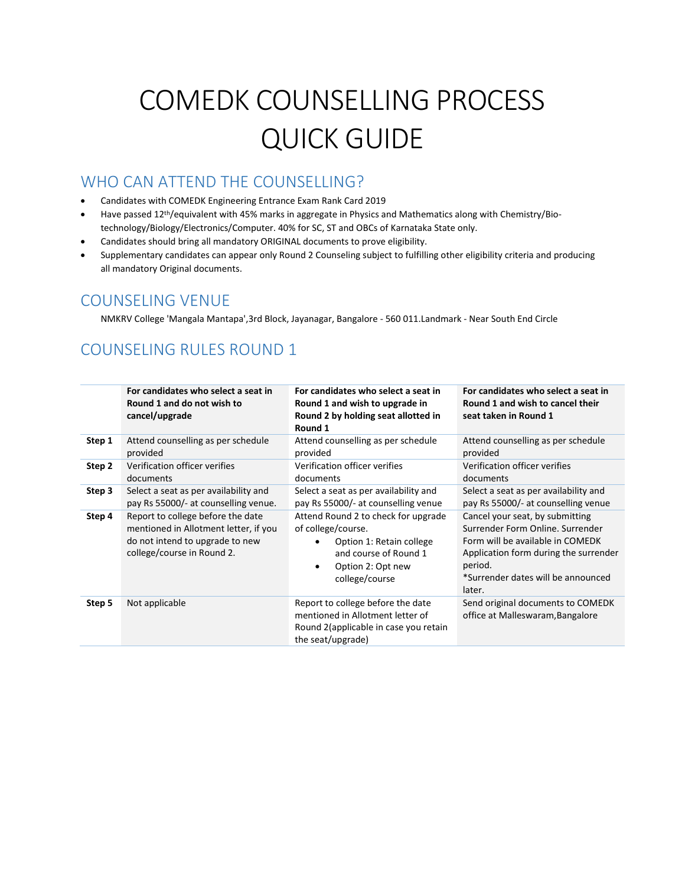# COMEDK COUNSELLING PROCESS QUICK GUIDE

## WHO CAN ATTEND THE COUNSELLING?

- Candidates with COMEDK Engineering Entrance Exam Rank Card 2019
- Have passed 12th/equivalent with 45% marks in aggregate in Physics and Mathematics along with Chemistry/Bio-technology/Biology/Electronics/Computer. 40% for SC, ST and OBCs of Karnataka State only.
- Candidates should bring all mandatory ORIGINAL documents to prove eligibility.
- Supplementary candidates can appear only Round 2 Counseling subject to fulfilling other eligibility criteria and producing all mandatory Original documents.

## COUNSELING VENUE

NMKRV College 'Mangala Mantapa',3rd Block, Jayanagar, Bangalore - 560 011.Landmark - Near South End Circle

## COUNSELING RULES ROUND 1

| | **For candidates who select a seat in Round 1 and do not wish to cancel/upgrade** | **For candidates who select a seat in Round 1 and wish to upgrade in Round 2 by holding seat allotted in Round 1** | **For candidates who select a seat in Round 1 and wish to cancel their seat taken in Round 1** |
|---|---|---|---|
| **Step 1** | Attend counselling as per schedule provided | Attend counselling as per schedule provided | Attend counselling as per schedule provided |
| **Step 2** | Verification officer verifies documents | Verification officer verifies documents | Verification officer verifies documents |
| **Step 3** | Select a seat as per availability and pay Rs 55000/- at counselling venue. | Select a seat as per availability and pay Rs 55000/- at counselling venue | Select a seat as per availability and pay Rs 55000/- at counselling venue |
| **Step 4** | Report to college before the date mentioned in Allotment letter, if you do not intend to upgrade to new college/course in Round 2. | Attend Round 2 to check for upgrade of college/course. <br>• Option 1: Retain college and course of Round 1 <br>• Option 2: Opt new college/course | Cancel your seat, by submitting Surrender Form Online. Surrender Form will be available in COMEDK Application form during the surrender period. <br>*Surrender dates will be announced later. |
| **Step 5** | Not applicable | Report to college before the date mentioned in Allotment letter of Round 2(applicable in case you retain the seat/upgrade) | Send original documents to COMEDK office at Malleswaram,Bangalore |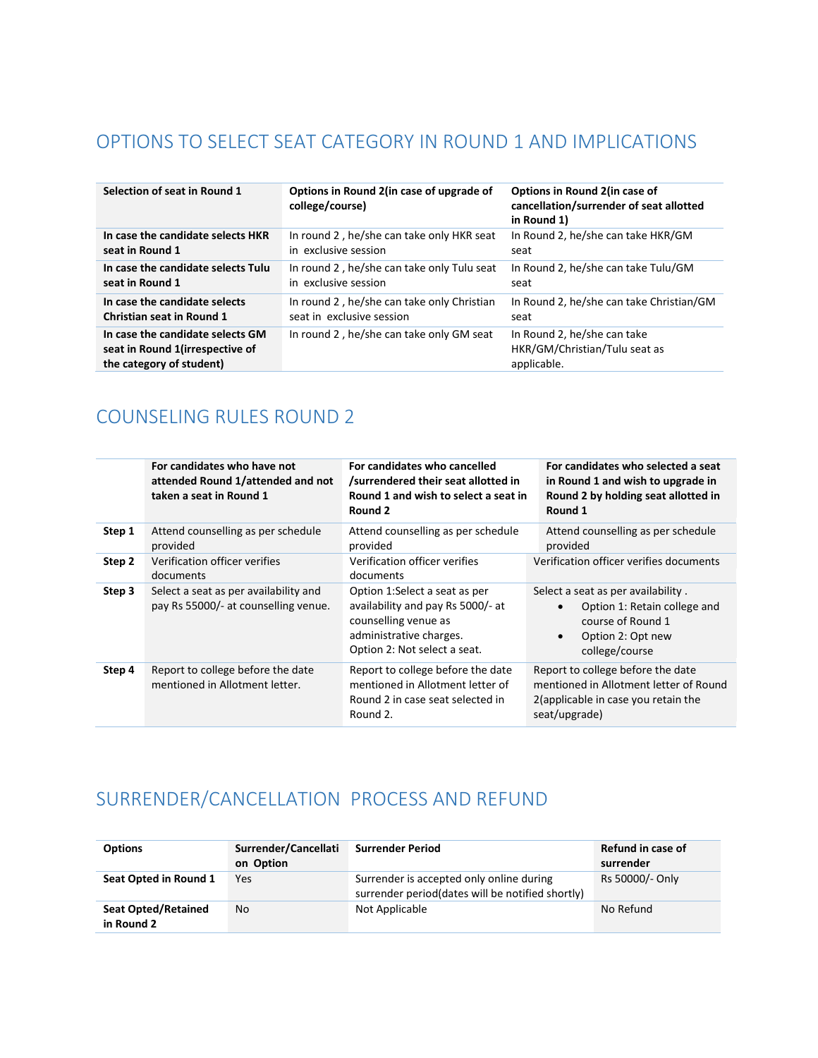## OPTIONS TO SELECT SEAT CATEGORY IN ROUND 1 AND IMPLICATIONS

| Selection of seat in Round 1 | Options in Round 2(in case of upgrade of college/course) | Options in Round 2(in case of cancellation/surrender of seat allotted in Round 1) |
|---|---|---|
| **In case the candidate selects HKR seat in Round 1** | In round 2 , he/she can take only HKR seat in exclusive session | In Round 2, he/she can take HKR/GM seat |
| **In case the candidate selects Tulu seat in Round 1** | In round 2 , he/she can take only Tulu seat in exclusive session | In Round 2, he/she can take Tulu/GM seat |
| **In case the candidate selects Christian seat in Round 1** | In round 2 , he/she can take only Christian seat in exclusive session | In Round 2, he/she can take Christian/GM seat |
| **In case the candidate selects GM seat in Round 1(irrespective of the category of student)** | In round 2 , he/she can take only GM seat | In Round 2, he/she can take HKR/GM/Christian/Tulu seat as applicable. |

## COUNSELING RULES ROUND 2

| | For candidates who have not attended Round 1/attended and not taken a seat in Round 1 | For candidates who cancelled /surrendered their seat allotted in Round 1 and wish to select a seat in Round 2 | For candidates who selected a seat in Round 1 and wish to upgrade in Round 2 by holding seat allotted in Round 1 |
|---|---|---|---|
| **Step 1** | Attend counselling as per schedule provided | Attend counselling as per schedule provided | Attend counselling as per schedule provided |
| **Step 2** | Verification officer verifies documents | Verification officer verifies documents | Verification officer verifies documents |
| **Step 3** | Select a seat as per availability and pay Rs 55000/- at counselling venue. | Option 1:Select a seat as per availability and pay Rs 5000/- at counselling venue as administrative charges.<br>Option 2: Not select a seat. | Select a seat as per availability .<br>• Option 1: Retain college and course of Round 1<br>• Option 2: Opt new college/course |
| **Step 4** | Report to college before the date mentioned in Allotment letter. | Report to college before the date mentioned in Allotment letter of Round 2 in case seat selected in Round 2. | Report to college before the date mentioned in Allotment letter of Round 2(applicable in case you retain the seat/upgrade) |

## SURRENDER/CANCELLATION PROCESS AND REFUND

| Options | Surrender/Cancellation Option | Surrender Period | Refund in case of surrender |
|---|---|---|---|
| **Seat Opted in Round 1** | Yes | Surrender is accepted only online during surrender period(dates will be notified shortly) | Rs 50000/- Only |
| **Seat Opted/Retained in Round 2** | No | Not Applicable | No Refund |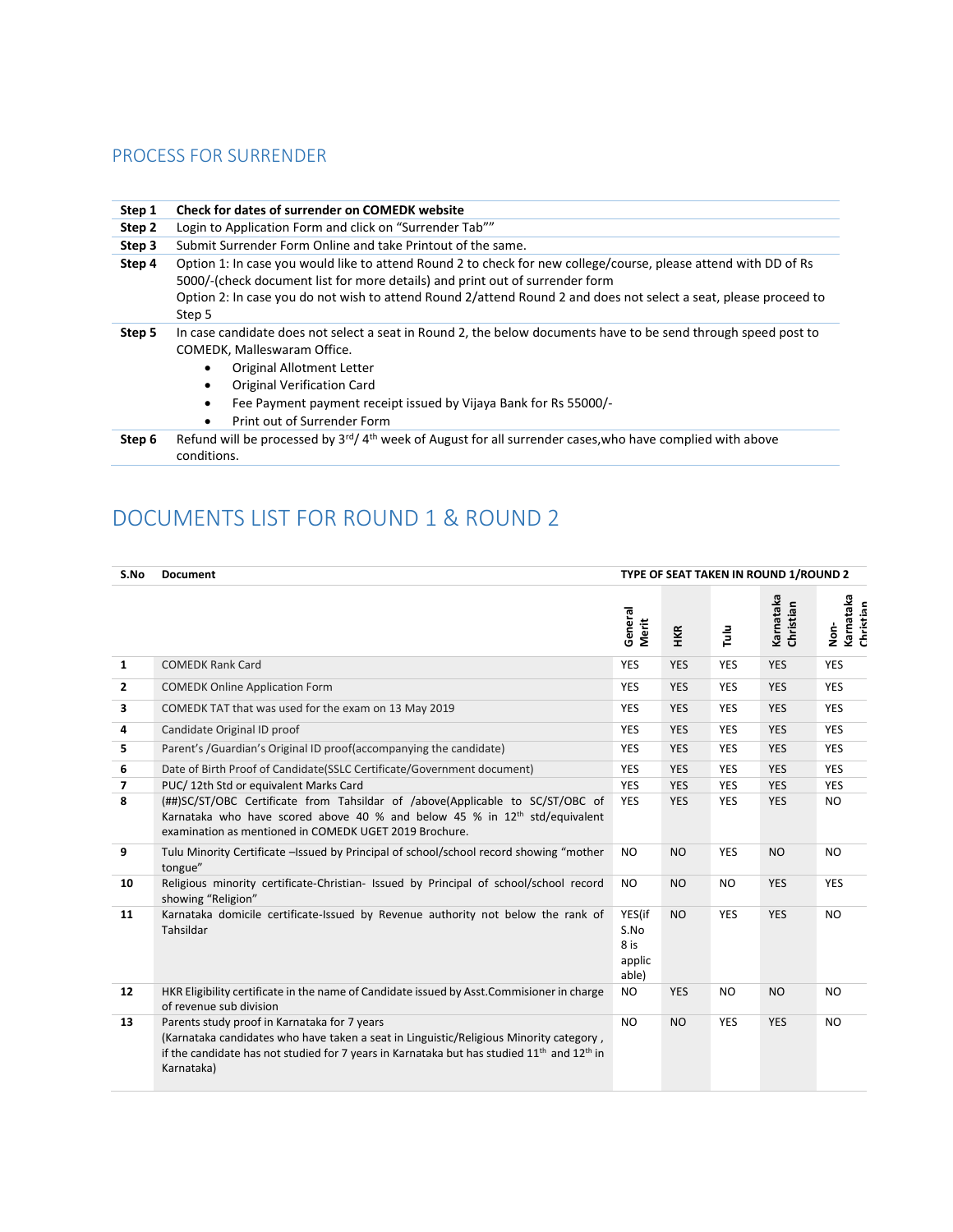## PROCESS FOR SURRENDER

| Step | |
|---|---|
| **Step 1** | **Check for dates of surrender on COMEDK website** |
| **Step 2** | Login to Application Form and click on "Surrender Tab"" |
| **Step 3** | Submit Surrender Form Online and take Printout of the same. |
| **Step 4** | Option 1: In case you would like to attend Round 2 to check for new college/course, please attend with DD of Rs 5000/-(check document list for more details) and print out of surrender form<br>Option 2: In case you do not wish to attend Round 2/attend Round 2 and does not select a seat, please proceed to Step 5 |
| **Step 5** | In case candidate does not select a seat in Round 2, the below documents have to be send through speed post to COMEDK, Malleswaram Office.<br>• Original Allotment Letter<br>• Original Verification Card<br>• Fee Payment payment receipt issued by Vijaya Bank for Rs 55000/-<br>• Print out of Surrender Form |
| **Step 6** | Refund will be processed by 3rd/ 4th week of August for all surrender cases,who have complied with above conditions. |

## DOCUMENTS LIST FOR ROUND 1 & ROUND 2

| S.No | Document | TYPE OF SEAT TAKEN IN ROUND 1/ROUND 2 | | | | |
|---|---|---|---|---|---|---|
| | | General Merit | HKR | Tulu | Karnataka Christian | Non-Karnataka Christian |
| 1 | COMEDK Rank Card | YES | YES | YES | YES | YES |
| 2 | COMEDK Online Application Form | YES | YES | YES | YES | YES |
| 3 | COMEDK TAT that was used for the exam on 13 May 2019 | YES | YES | YES | YES | YES |
| 4 | Candidate Original ID proof | YES | YES | YES | YES | YES |
| 5 | Parent's /Guardian's Original ID proof(accompanying the candidate) | YES | YES | YES | YES | YES |
| 6 | Date of Birth Proof of Candidate(SSLC Certificate/Government document) | YES | YES | YES | YES | YES |
| 7 | PUC/ 12th Std or equivalent Marks Card | YES | YES | YES | YES | YES |
| 8 | (##)SC/ST/OBC Certificate from Tahsildar of /above(Applicable to SC/ST/OBC of Karnataka who have scored above 40 % and below 45 % in 12th std/equivalent examination as mentioned in COMEDK UGET 2019 Brochure. | YES | YES | YES | YES | NO |
| 9 | Tulu Minority Certificate –Issued by Principal of school/school record showing "mother tongue" | NO | NO | YES | NO | NO |
| 10 | Religious minority certificate-Christian- Issued by Principal of school/school record showing "Religion" | NO | NO | NO | YES | YES |
| 11 | Karnataka domicile certificate-Issued by Revenue authority not below the rank of Tahsildar | YES(if S.No 8 is applicable) | NO | YES | YES | NO |
| 12 | HKR Eligibility certificate in the name of Candidate issued by Asst.Commisioner in charge of revenue sub division | NO | YES | NO | NO | NO |
| 13 | Parents study proof in Karnataka for 7 years<br>(Karnataka candidates who have taken a seat in Linguistic/Religious Minority category , if the candidate has not studied for 7 years in Karnataka but has studied 11th and 12th in Karnataka) | NO | NO | YES | YES | NO |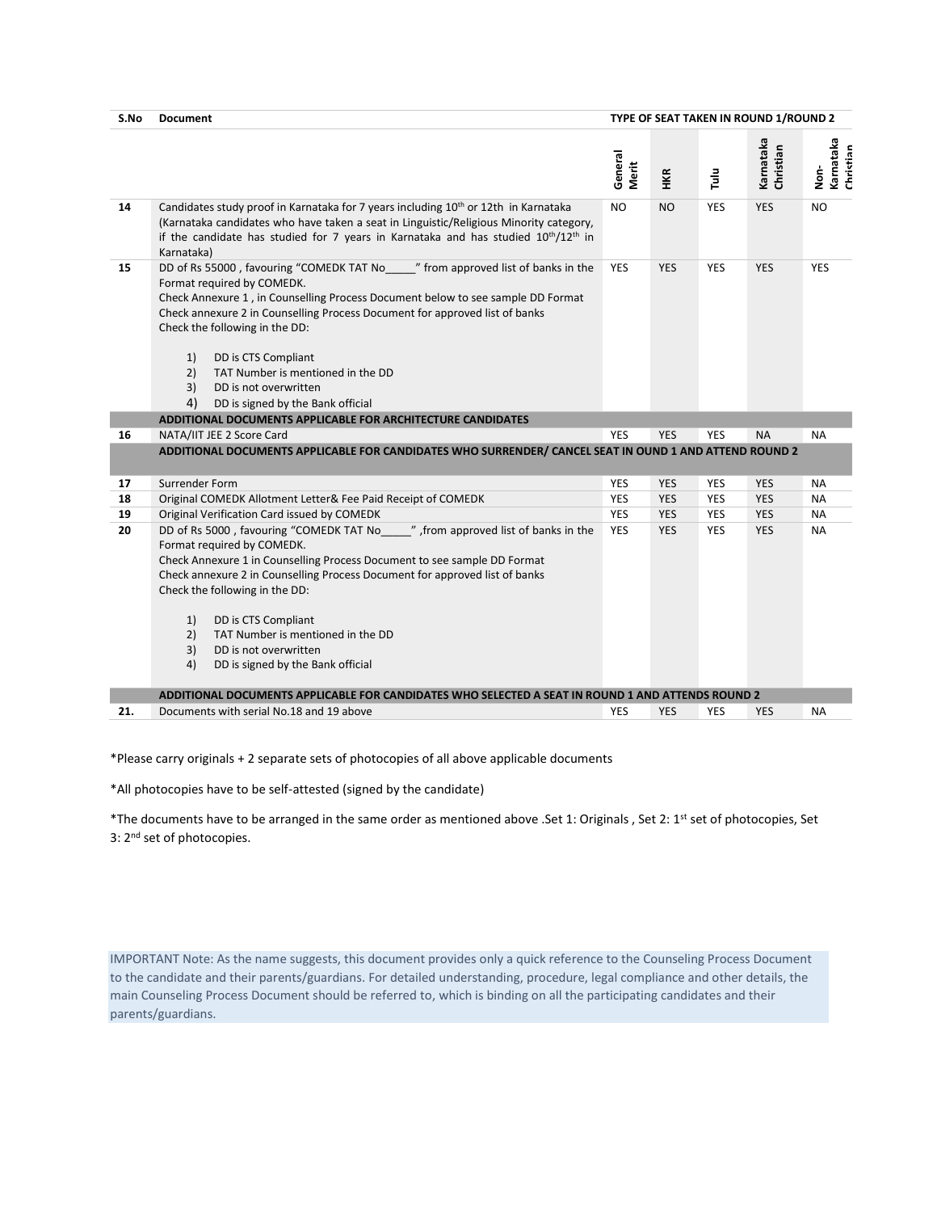| S.No | Document | TYPE OF SEAT TAKEN IN ROUND 1/ROUND 2 | | | | |
|---|---|---|---|---|---|---|
| | | General Merit | HKR | Tulu | Karnataka Christian | Non-Karnataka Christian |
| 14 | Candidates study proof in Karnataka for 7 years including 10th or 12th in Karnataka (Karnataka candidates who have taken a seat in Linguistic/Religious Minority category, if the candidate has studied for 7 years in Karnataka and has studied 10th/12th in Karnataka) | NO | NO | YES | YES | NO |
| 15 | DD of Rs 55000 , favouring "COMEDK TAT No_____" from approved list of banks in the Format required by COMEDK.<br>Check Annexure 1 , in Counselling Process Document below to see sample DD Format<br>Check annexure 2 in Counselling Process Document for approved list of banks<br>Check the following in the DD:<br>1) DD is CTS Compliant<br>2) TAT Number is mentioned in the DD<br>3) DD is not overwritten<br>4) DD is signed by the Bank official | YES | YES | YES | YES | YES |
| | **ADDITIONAL DOCUMENTS APPLICABLE FOR ARCHITECTURE CANDIDATES** | | | | | |
| 16 | NATA/IIT JEE 2 Score Card | YES | YES | YES | NA | NA |
| | **ADDITIONAL DOCUMENTS APPLICABLE FOR CANDIDATES WHO SURRENDER/ CANCEL SEAT IN OUND 1 AND ATTEND ROUND 2** | | | | | |
| 17 | Surrender Form | YES | YES | YES | YES | NA |
| 18 | Original COMEDK Allotment Letter& Fee Paid Receipt of COMEDK | YES | YES | YES | YES | NA |
| 19 | Original Verification Card issued by COMEDK | YES | YES | YES | YES | NA |
| 20 | DD of Rs 5000 , favouring "COMEDK TAT No_____" ,from approved list of banks in the Format required by COMEDK.<br>Check Annexure 1 in Counselling Process Document to see sample DD Format<br>Check annexure 2 in Counselling Process Document for approved list of banks<br>Check the following in the DD:<br>1) DD is CTS Compliant<br>2) TAT Number is mentioned in the DD<br>3) DD is not overwritten<br>4) DD is signed by the Bank official | YES | YES | YES | YES | NA |
| | **ADDITIONAL DOCUMENTS APPLICABLE FOR CANDIDATES WHO SELECTED A SEAT IN ROUND 1 AND ATTENDS ROUND 2** | | | | | |
| 21. | Documents with serial No.18 and 19 above | YES | YES | YES | YES | NA |

*Please carry originals + 2 separate sets of photocopies of all above applicable documents

*All photocopies have to be self-attested (signed by the candidate)

*The documents have to be arranged in the same order as mentioned above .Set 1: Originals , Set 2: 1st set of photocopies, Set 3: 2nd set of photocopies.

IMPORTANT Note: As the name suggests, this document provides only a quick reference to the Counseling Process Document to the candidate and their parents/guardians. For detailed understanding, procedure, legal compliance and other details, the main Counseling Process Document should be referred to, which is binding on all the participating candidates and their parents/guardians.